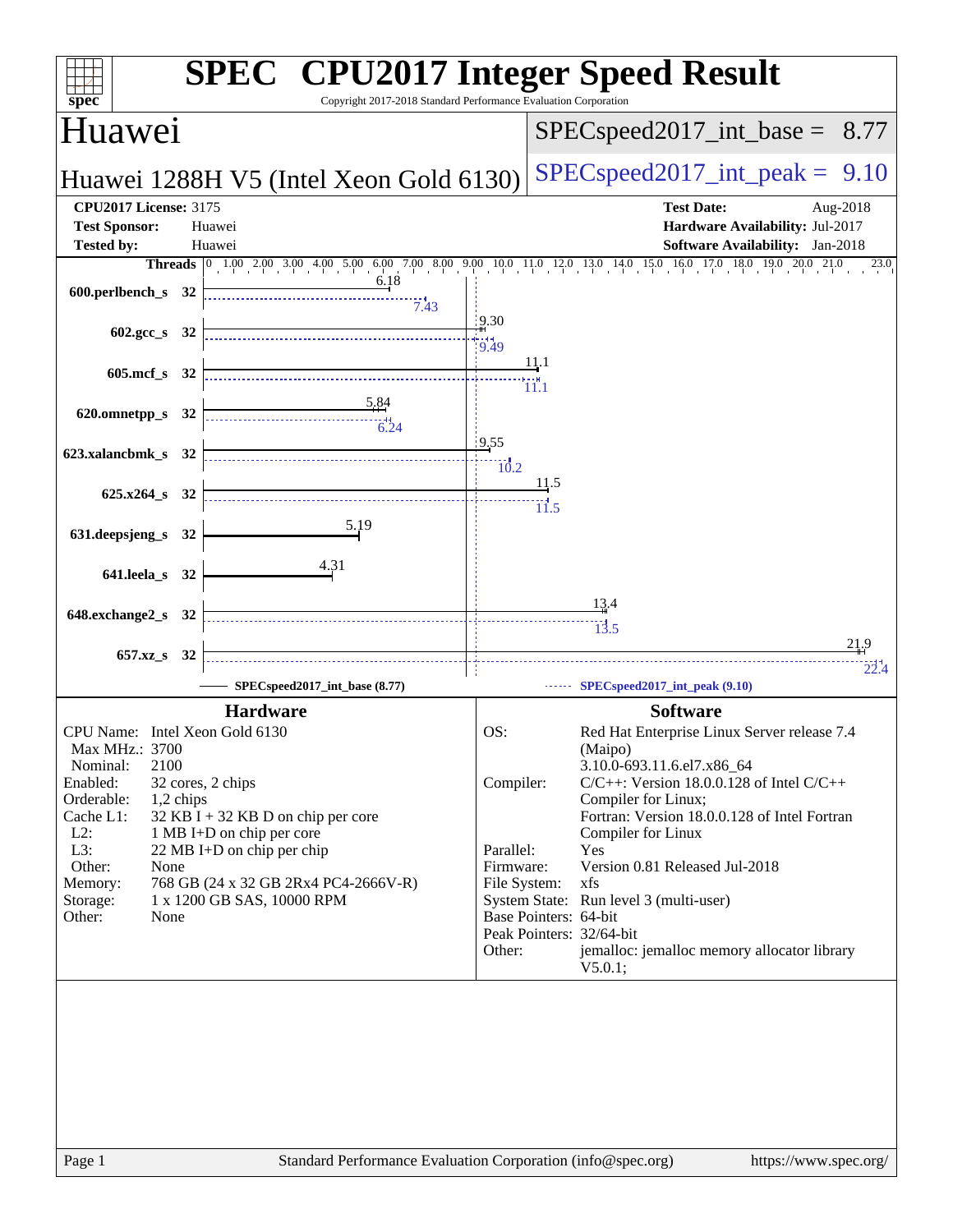# SPEC CPU2017 Integer Speed Result

Copyright 2017-2018 Standard Performance Evaluation Corporation

## Huawei

**Huawei 1288H V5 (Intel Xeon Gold 6130)**

SPECspeed2017_int_base = 8.77

SPECspeed2017_int_peak = 9.10

| | | | |
|---|---|---|---|
| **CPU2017 License:** | 3175 | **Test Date:** | Aug-2018 |
| **Test Sponsor:** | Huawei | **Hardware Availability:** | Jul-2017 |
| **Tested by:** | Huawei | **Software Availability:** | Jan-2018 |

| Benchmark | Threads | Base | Peak |
|---|---|---|---|
| 600.perlbench_s | 32 | 6.18 | 7.43 |
| 602.gcc_s | 32 | 9.30 | 9.49 |
| 605.mcf_s | 32 | 11.1 | 11.1 |
| 620.omnetpp_s | 32 | 5.84 | 6.24 |
| 623.xalancbmk_s | 32 | 9.55 | 10.2 |
| 625.x264_s | 32 | 11.5 | 11.5 |
| 631.deepsjeng_s | 32 | 5.19 | |
| 641.leela_s | 32 | 4.31 | |
| 648.exchange2_s | 32 | 13.4 | 13.5 |
| 657.xz_s | 32 | 21.9 | 22.4 |

SPECspeed2017_int_base (8.77) — SPECspeed2017_int_peak (9.10)

### Hardware

- **CPU Name:** Intel Xeon Gold 6130
- **Max MHz.:** 3700
- **Nominal:** 2100
- **Enabled:** 32 cores, 2 chips
- **Orderable:** 1,2 chips
- **Cache L1:** 32 KB I + 32 KB D on chip per core
- **L2:** 1 MB I+D on chip per core
- **L3:** 22 MB I+D on chip per chip
- **Other:** None
- **Memory:** 768 GB (24 x 32 GB 2Rx4 PC4-2666V-R)
- **Storage:** 1 x 1200 GB SAS, 10000 RPM
- **Other:** None

### Software

- **OS:** Red Hat Enterprise Linux Server release 7.4 (Maipo) 3.10.0-693.11.6.el7.x86_64
- **Compiler:** C/C++: Version 18.0.0.128 of Intel C/C++ Compiler for Linux; Fortran: Version 18.0.0.128 of Intel Fortran Compiler for Linux
- **Parallel:** Yes
- **Firmware:** Version 0.81 Released Jul-2018
- **File System:** xfs
- **System State:** Run level 3 (multi-user)
- **Base Pointers:** 64-bit
- **Peak Pointers:** 32/64-bit
- **Other:** jemalloc: jemalloc memory allocator library V5.0.1;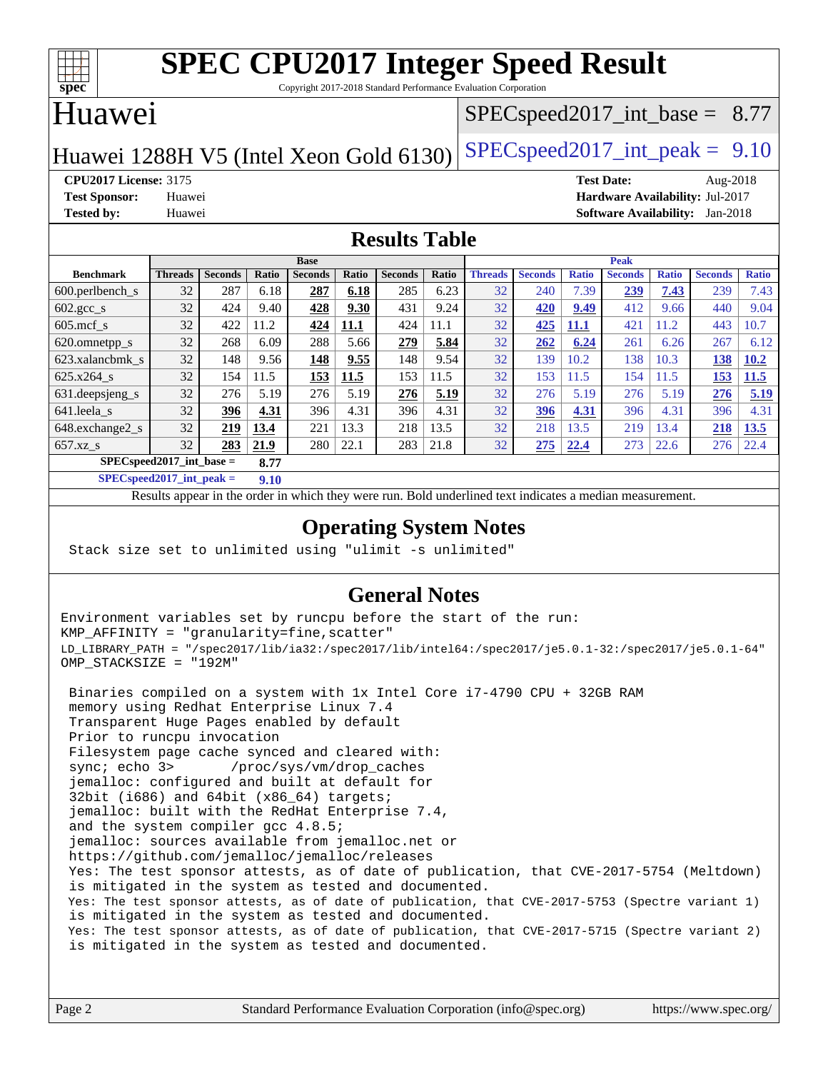# SPEC CPU2017 Integer Speed Result

Copyright 2017-2018 Standard Performance Evaluation Corporation

## Huawei

Huawei 1288H V5 (Intel Xeon Gold 6130)

SPECspeed2017_int_base = 8.77

SPECspeed2017_int_peak = 9.10

**CPU2017 License:** 3175
**Test Sponsor:** Huawei
**Tested by:** Huawei

**Test Date:** Aug-2018
**Hardware Availability:** Jul-2017
**Software Availability:** Jan-2018

## Results Table

| Benchmark | Base | | | | | | | Peak | | | | | | |
|---|---|---|---|---|---|---|---|---|---|---|---|---|---|---|
| | Threads | Seconds | Ratio | Seconds | Ratio | Seconds | Ratio | Threads | Seconds | Ratio | Seconds | Ratio | Seconds | Ratio |
| 600.perlbench_s | 32 | 287 | 6.18 | **287** | **6.18** | 285 | 6.23 | 32 | 240 | 7.39 | **239** | **7.43** | 239 | 7.43 |
| 602.gcc_s | 32 | 424 | 9.40 | **428** | **9.30** | 431 | 9.24 | 32 | **420** | **9.49** | 412 | 9.66 | 440 | 9.04 |
| 605.mcf_s | 32 | 422 | 11.2 | **424** | **11.1** | 424 | 11.1 | 32 | **425** | **11.1** | 421 | 11.2 | 443 | 10.7 |
| 620.omnetpp_s | 32 | 268 | 6.09 | 288 | 5.66 | **279** | **5.84** | 32 | **262** | **6.24** | 261 | 6.26 | 267 | 6.12 |
| 623.xalancbmk_s | 32 | 148 | 9.56 | **148** | **9.55** | 148 | 9.54 | 32 | 139 | 10.2 | 138 | 10.3 | **138** | **10.2** |
| 625.x264_s | 32 | 154 | 11.5 | **153** | **11.5** | 153 | 11.5 | 32 | 153 | 11.5 | 154 | 11.5 | **153** | **11.5** |
| 631.deepsjeng_s | 32 | 276 | 5.19 | 276 | 5.19 | **276** | **5.19** | 32 | 276 | 5.19 | 276 | 5.19 | **276** | **5.19** |
| 641.leela_s | 32 | **396** | **4.31** | 396 | 4.31 | 396 | 4.31 | 32 | **396** | **4.31** | 396 | 4.31 | 396 | 4.31 |
| 648.exchange2_s | 32 | **219** | **13.4** | 221 | 13.3 | 218 | 13.5 | 32 | 218 | 13.5 | 219 | 13.4 | **218** | **13.5** |
| 657.xz_s | 32 | **283** | **21.9** | 280 | 22.1 | 283 | 21.8 | 32 | **275** | **22.4** | 273 | 22.6 | 276 | 22.4 |

SPECspeed2017_int_base = **8.77**

SPECspeed2017_int_peak = **9.10**

Results appear in the order in which they were run. Bold underlined text indicates a median measurement.

## Operating System Notes

```
Stack size set to unlimited using "ulimit -s unlimited"
```

## General Notes

```
Environment variables set by runcpu before the start of the run:
KMP_AFFINITY = "granularity=fine,scatter"
LD_LIBRARY_PATH = "/spec2017/lib/ia32:/spec2017/lib/intel64:/spec2017/je5.0.1-32:/spec2017/je5.0.1-64"
OMP_STACKSIZE = "192M"

 Binaries compiled on a system with 1x Intel Core i7-4790 CPU + 32GB RAM
 memory using Redhat Enterprise Linux 7.4
 Transparent Huge Pages enabled by default
 Prior to runcpu invocation
 Filesystem page cache synced and cleared with:
 sync; echo 3>       /proc/sys/vm/drop_caches
 jemalloc: configured and built at default for
 32bit (i686) and 64bit (x86_64) targets;
 jemalloc: built with the RedHat Enterprise 7.4,
 and the system compiler gcc 4.8.5;
 jemalloc: sources available from jemalloc.net or
 https://github.com/jemalloc/jemalloc/releases
 Yes: The test sponsor attests, as of date of publication, that CVE-2017-5754 (Meltdown)
 is mitigated in the system as tested and documented.
 Yes: The test sponsor attests, as of date of publication, that CVE-2017-5753 (Spectre variant 1)
 is mitigated in the system as tested and documented.
 Yes: The test sponsor attests, as of date of publication, that CVE-2017-5715 (Spectre variant 2)
 is mitigated in the system as tested and documented.
```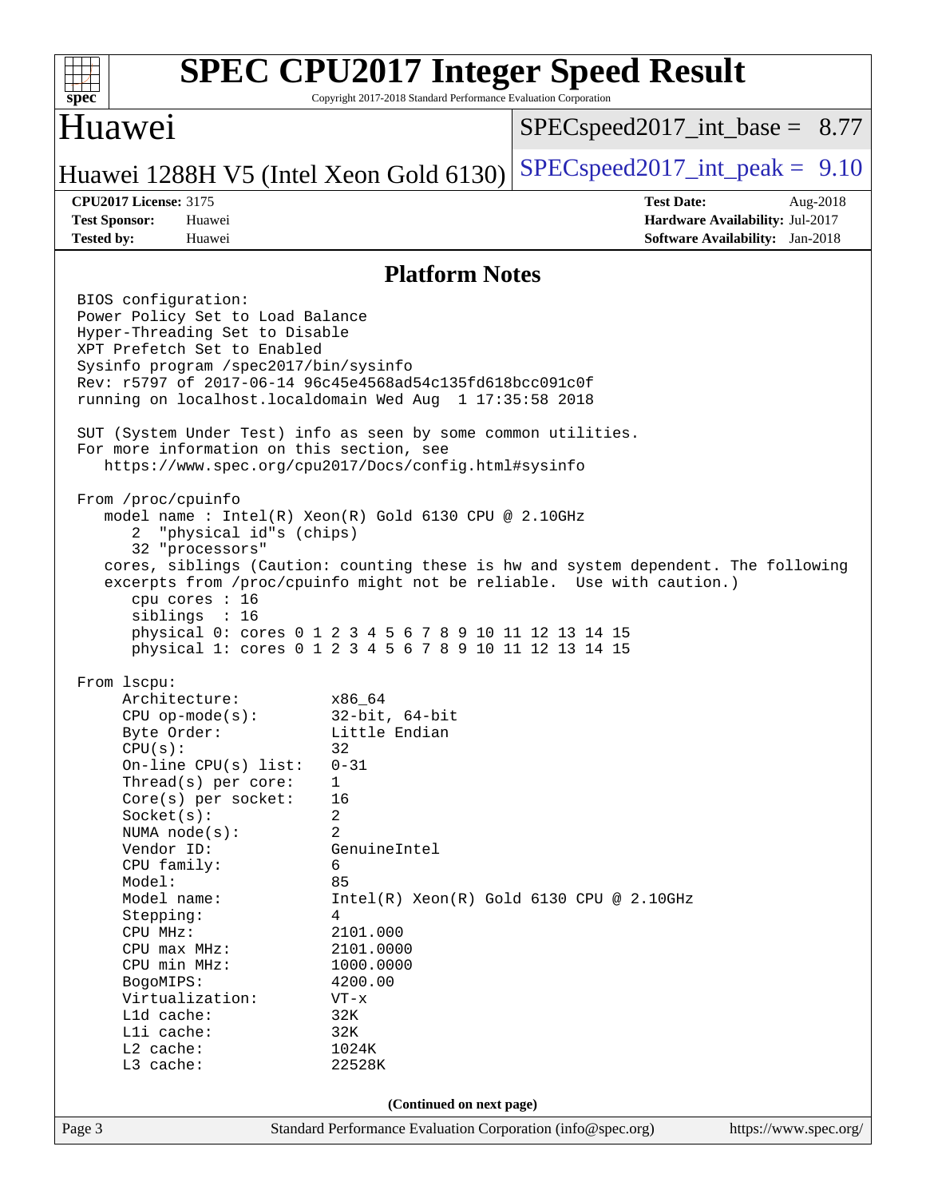# SPEC CPU2017 Integer Speed Result

Copyright 2017-2018 Standard Performance Evaluation Corporation

## Huawei

Huawei 1288H V5 (Intel Xeon Gold 6130)

SPECspeed2017_int_base = 8.77

SPECspeed2017_int_peak = 9.10

**CPU2017 License:** 3175
**Test Sponsor:** Huawei
**Tested by:** Huawei

**Test Date:** Aug-2018
**Hardware Availability:** Jul-2017
**Software Availability:** Jan-2018

## Platform Notes

```
BIOS configuration:
Power Policy Set to Load Balance
Hyper-Threading Set to Disable
XPT Prefetch Set to Enabled
Sysinfo program /spec2017/bin/sysinfo
Rev: r5797 of 2017-06-14 96c45e4568ad54c135fd618bcc091c0f
running on localhost.localdomain Wed Aug  1 17:35:58 2018

SUT (System Under Test) info as seen by some common utilities.
For more information on this section, see
   https://www.spec.org/cpu2017/Docs/config.html#sysinfo

From /proc/cpuinfo
   model name : Intel(R) Xeon(R) Gold 6130 CPU @ 2.10GHz
      2  "physical id"s (chips)
      32 "processors"
   cores, siblings (Caution: counting these is hw and system dependent. The following
   excerpts from /proc/cpuinfo might not be reliable.  Use with caution.)
      cpu cores : 16
      siblings  : 16
      physical 0: cores 0 1 2 3 4 5 6 7 8 9 10 11 12 13 14 15
      physical 1: cores 0 1 2 3 4 5 6 7 8 9 10 11 12 13 14 15

From lscpu:
     Architecture:          x86_64
     CPU op-mode(s):        32-bit, 64-bit
     Byte Order:            Little Endian
     CPU(s):                32
     On-line CPU(s) list:   0-31
     Thread(s) per core:    1
     Core(s) per socket:    16
     Socket(s):             2
     NUMA node(s):          2
     Vendor ID:             GenuineIntel
     CPU family:            6
     Model:                 85
     Model name:            Intel(R) Xeon(R) Gold 6130 CPU @ 2.10GHz
     Stepping:              4
     CPU MHz:               2101.000
     CPU max MHz:           2101.0000
     CPU min MHz:           1000.0000
     BogoMIPS:              4200.00
     Virtualization:        VT-x
     L1d cache:             32K
     L1i cache:             32K
     L2 cache:              1024K
     L3 cache:              22528K
```

(Continued on next page)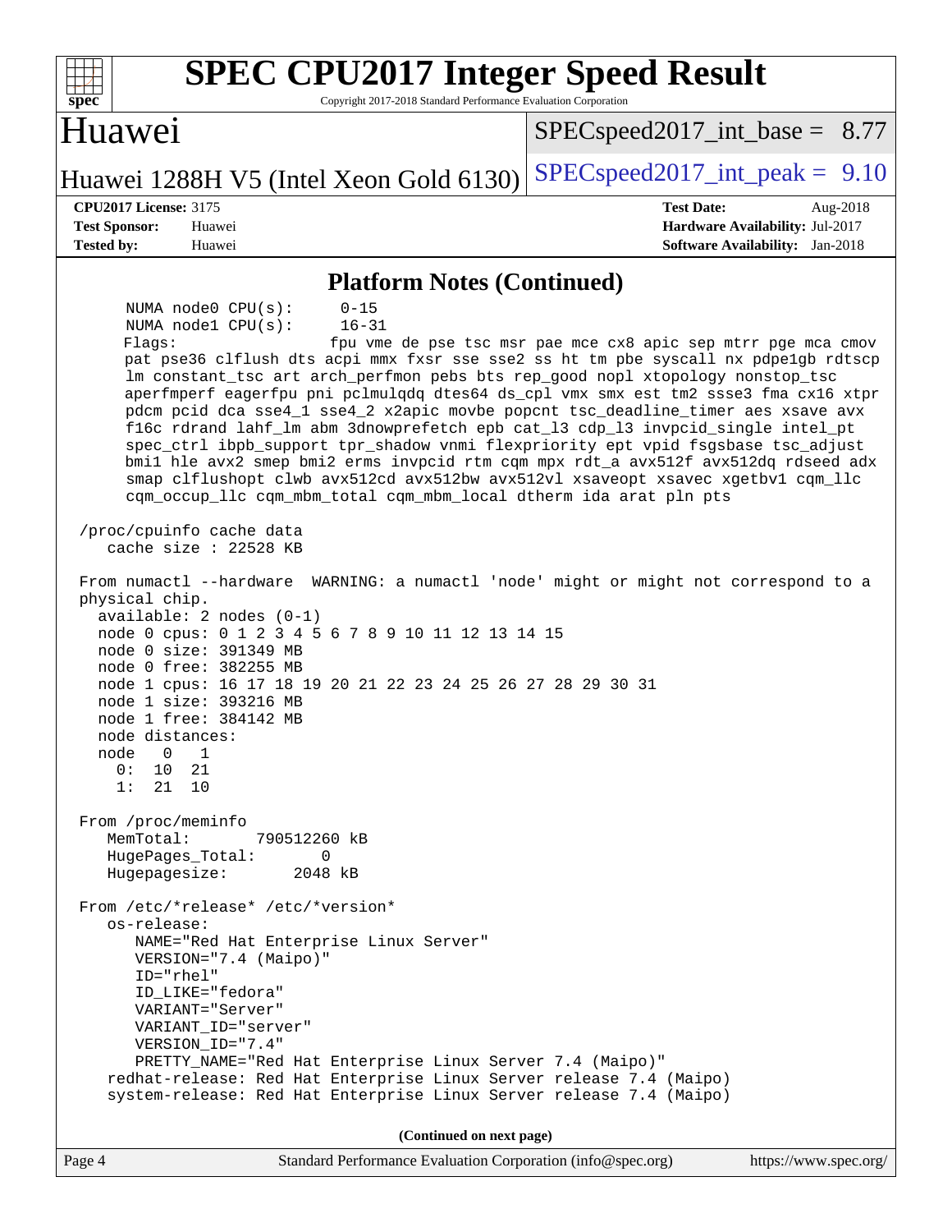## Platform Notes (Continued)

```
     NUMA node0 CPU(s):     0-15
     NUMA node1 CPU(s):     16-31
     Flags:                 fpu vme de pse tsc msr pae mce cx8 apic sep mtrr pge mca cmov
     pat pse36 clflush dts acpi mmx fxsr sse sse2 ss ht tm pbe syscall nx pdpe1gb rdtscp
     lm constant_tsc art arch_perfmon pebs bts rep_good nopl xtopology nonstop_tsc
     aperfmperf eagerfpu pni pclmulqdq dtes64 ds_cpl vmx smx est tm2 ssse3 fma cx16 xtpr
     pdcm pcid dca sse4_1 sse4_2 x2apic movbe popcnt tsc_deadline_timer aes xsave avx
     f16c rdrand lahf_lm abm 3dnowprefetch epb cat_l3 cdp_l3 invpcid_single intel_pt
     spec_ctrl ibpb_support tpr_shadow vnmi flexpriority ept vpid fsgsbase tsc_adjust
     bmi1 hle avx2 smep bmi2 erms invpcid rtm cqm mpx rdt_a avx512f avx512dq rdseed adx
     smap clflushopt clwb avx512cd avx512bw avx512vl xsaveopt xsavec xgetbv1 cqm_llc
     cqm_occup_llc cqm_mbm_total cqm_mbm_local dtherm ida arat pln pts

 /proc/cpuinfo cache data
    cache size : 22528 KB

 From numactl --hardware  WARNING: a numactl 'node' might or might not correspond to a
 physical chip.
   available: 2 nodes (0-1)
   node 0 cpus: 0 1 2 3 4 5 6 7 8 9 10 11 12 13 14 15
   node 0 size: 391349 MB
   node 0 free: 382255 MB
   node 1 cpus: 16 17 18 19 20 21 22 23 24 25 26 27 28 29 30 31
   node 1 size: 393216 MB
   node 1 free: 384142 MB
   node distances:
   node   0   1
     0:  10  21
     1:  21  10

 From /proc/meminfo
    MemTotal:       790512260 kB
    HugePages_Total:       0
    Hugepagesize:       2048 kB

 From /etc/*release* /etc/*version*
    os-release:
       NAME="Red Hat Enterprise Linux Server"
       VERSION="7.4 (Maipo)"
       ID="rhel"
       ID_LIKE="fedora"
       VARIANT="Server"
       VARIANT_ID="server"
       VERSION_ID="7.4"
       PRETTY_NAME="Red Hat Enterprise Linux Server 7.4 (Maipo)"
    redhat-release: Red Hat Enterprise Linux Server release 7.4 (Maipo)
    system-release: Red Hat Enterprise Linux Server release 7.4 (Maipo)
```

(Continued on next page)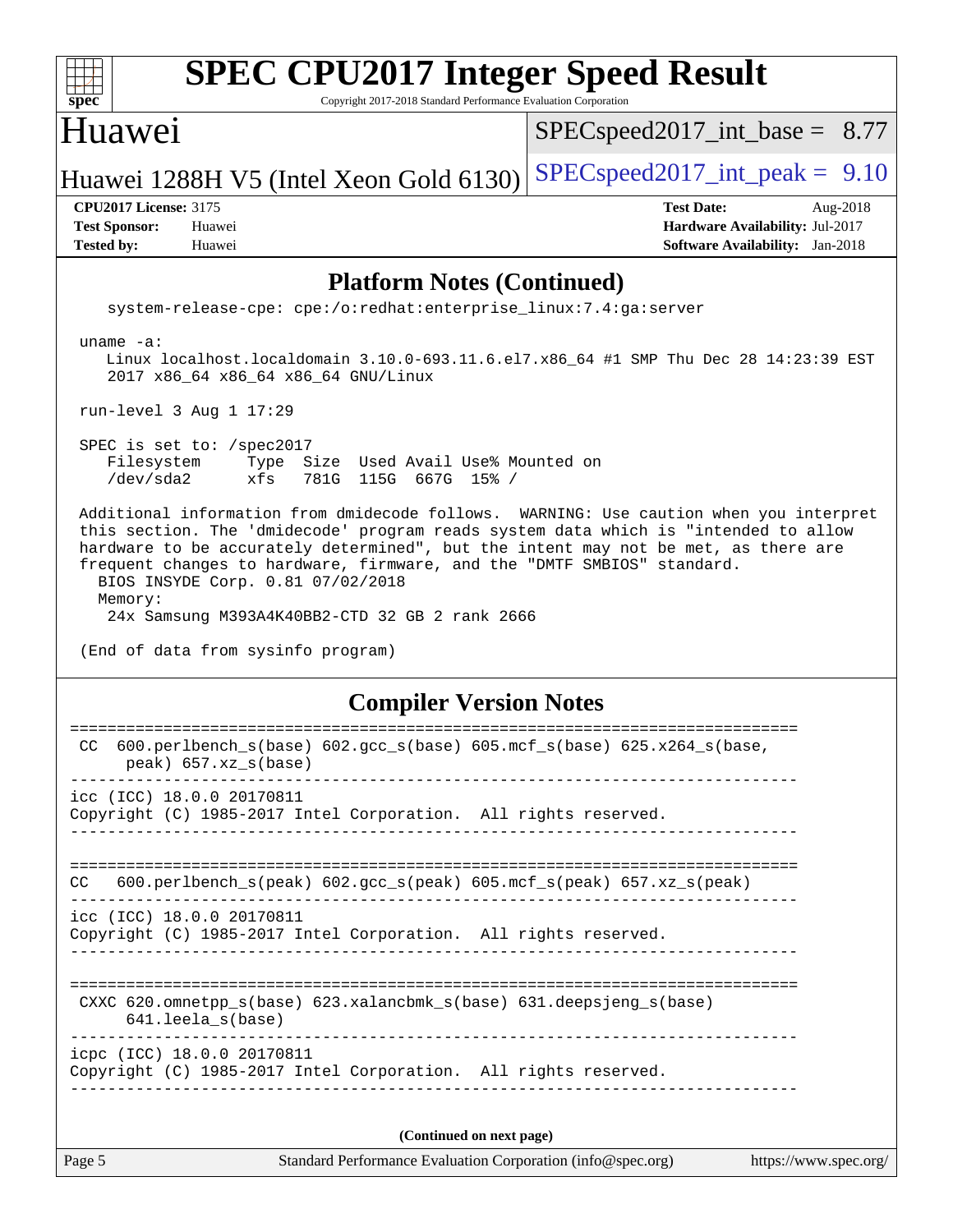## Platform Notes (Continued)

```
   system-release-cpe: cpe:/o:redhat:enterprise_linux:7.4:ga:server

 uname -a:
    Linux localhost.localdomain 3.10.0-693.11.6.el7.x86_64 #1 SMP Thu Dec 28 14:23:39 EST
    2017 x86_64 x86_64 x86_64 GNU/Linux

 run-level 3 Aug 1 17:29

 SPEC is set to: /spec2017
    Filesystem     Type  Size  Used Avail Use% Mounted on
    /dev/sda2      xfs   781G  115G  667G  15% /

 Additional information from dmidecode follows.  WARNING: Use caution when you interpret
 this section. The 'dmidecode' program reads system data which is "intended to allow
 hardware to be accurately determined", but the intent may not be met, as there are
 frequent changes to hardware, firmware, and the "DMTF SMBIOS" standard.
   BIOS INSYDE Corp. 0.81 07/02/2018
   Memory:
    24x Samsung M393A4K40BB2-CTD 32 GB 2 rank 2666

 (End of data from sysinfo program)
```

## Compiler Version Notes

```
==============================================================================
 CC  600.perlbench_s(base) 602.gcc_s(base) 605.mcf_s(base) 625.x264_s(base,
      peak) 657.xz_s(base)
------------------------------------------------------------------------------
icc (ICC) 18.0.0 20170811
Copyright (C) 1985-2017 Intel Corporation.  All rights reserved.
------------------------------------------------------------------------------

==============================================================================
CC   600.perlbench_s(peak) 602.gcc_s(peak) 605.mcf_s(peak) 657.xz_s(peak)
------------------------------------------------------------------------------
icc (ICC) 18.0.0 20170811
Copyright (C) 1985-2017 Intel Corporation.  All rights reserved.
------------------------------------------------------------------------------

==============================================================================
 CXXC 620.omnetpp_s(base) 623.xalancbmk_s(base) 631.deepsjeng_s(base)
      641.leela_s(base)
------------------------------------------------------------------------------
icpc (ICC) 18.0.0 20170811
Copyright (C) 1985-2017 Intel Corporation.  All rights reserved.
------------------------------------------------------------------------------
```

**(Continued on next page)**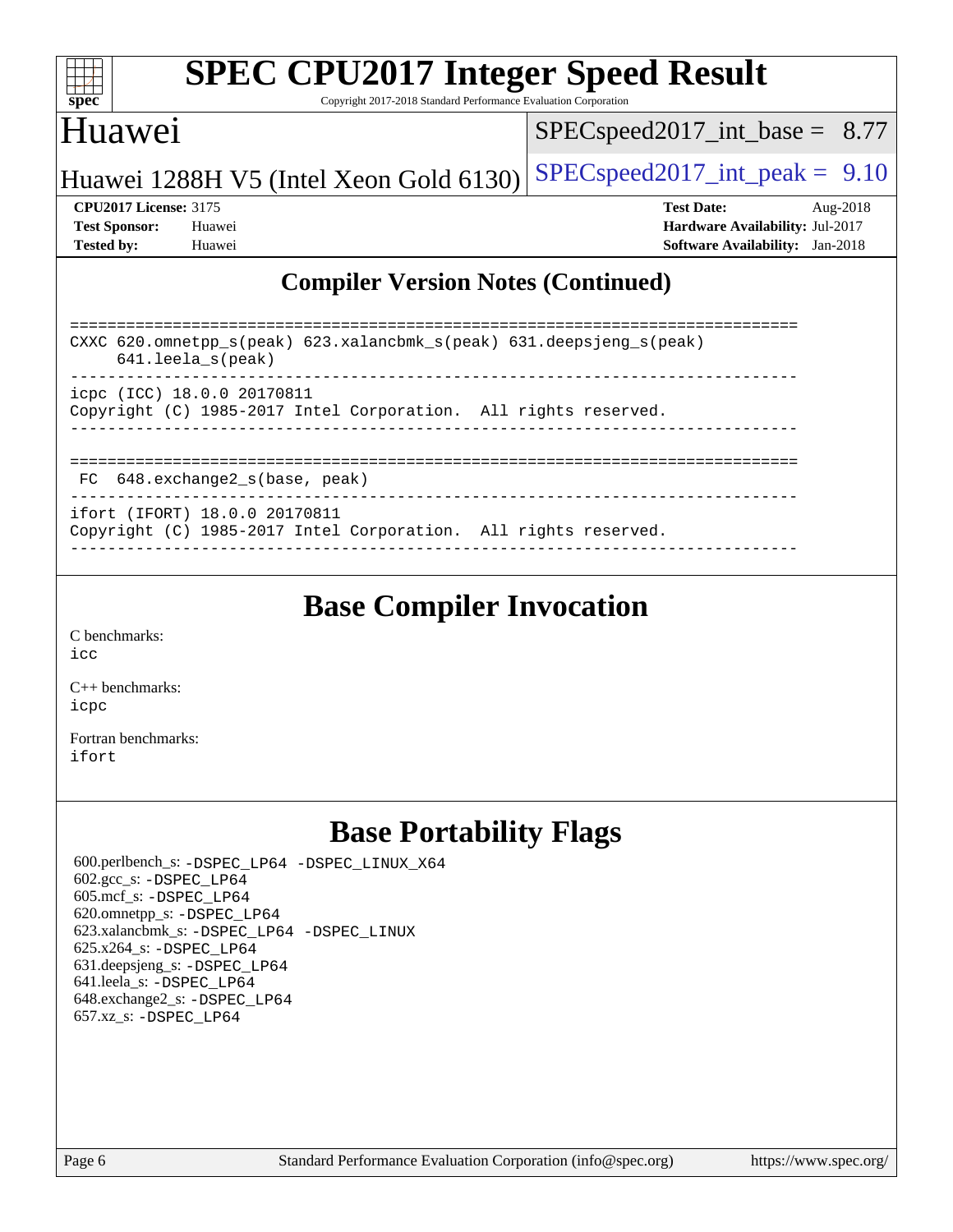## Compiler Version Notes (Continued)

```
==============================================================================
CXXC 620.omnetpp_s(peak) 623.xalancbmk_s(peak) 631.deepsjeng_s(peak)
     641.leela_s(peak)
------------------------------------------------------------------------------
icpc (ICC) 18.0.0 20170811
Copyright (C) 1985-2017 Intel Corporation.  All rights reserved.
------------------------------------------------------------------------------

==============================================================================
 FC  648.exchange2_s(base, peak)
------------------------------------------------------------------------------
ifort (IFORT) 18.0.0 20170811
Copyright (C) 1985-2017 Intel Corporation.  All rights reserved.
------------------------------------------------------------------------------
```

## Base Compiler Invocation

C benchmarks:
icc

C++ benchmarks:
icpc

Fortran benchmarks:
ifort

## Base Portability Flags

600.perlbench_s: -DSPEC_LP64 -DSPEC_LINUX_X64
602.gcc_s: -DSPEC_LP64
605.mcf_s: -DSPEC_LP64
620.omnetpp_s: -DSPEC_LP64
623.xalancbmk_s: -DSPEC_LP64 -DSPEC_LINUX
625.x264_s: -DSPEC_LP64
631.deepsjeng_s: -DSPEC_LP64
641.leela_s: -DSPEC_LP64
648.exchange2_s: -DSPEC_LP64
657.xz_s: -DSPEC_LP64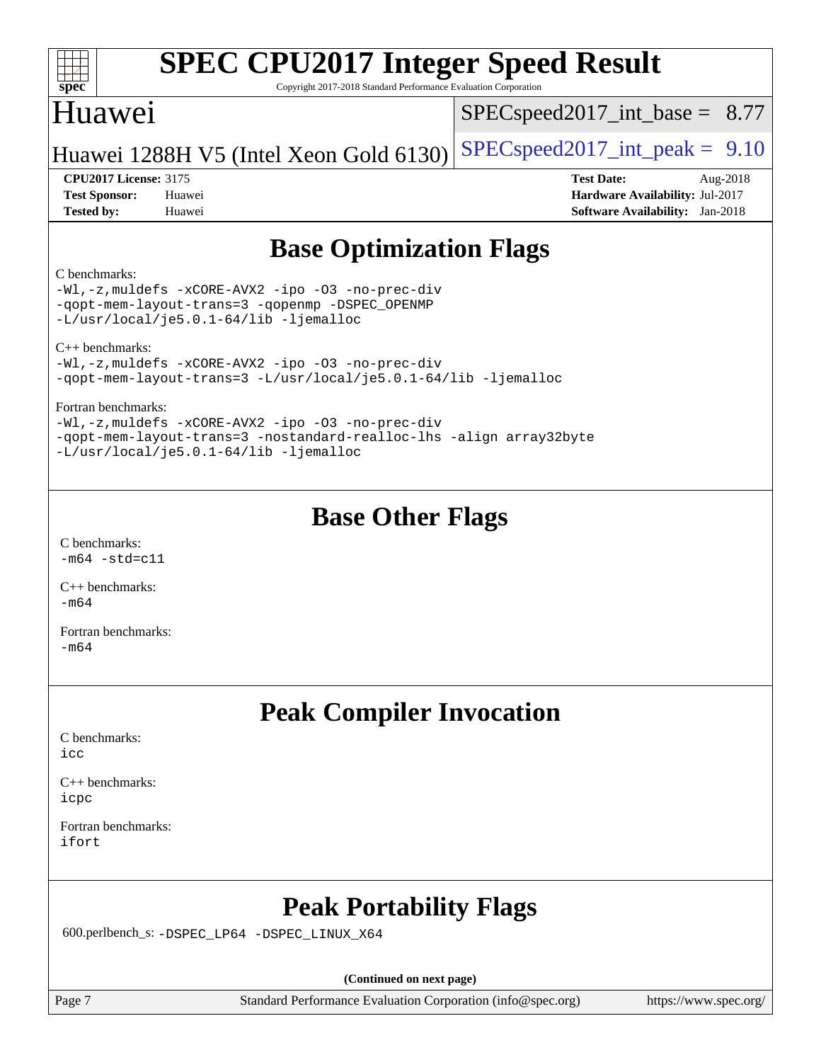## Base Optimization Flags

C benchmarks:
```
-Wl,-z,muldefs -xCORE-AVX2 -ipo -O3 -no-prec-div
-qopt-mem-layout-trans=3 -qopenmp -DSPEC_OPENMP
-L/usr/local/je5.0.1-64/lib -ljemalloc
```

C++ benchmarks:
```
-Wl,-z,muldefs -xCORE-AVX2 -ipo -O3 -no-prec-div
-qopt-mem-layout-trans=3 -L/usr/local/je5.0.1-64/lib -ljemalloc
```

Fortran benchmarks:
```
-Wl,-z,muldefs -xCORE-AVX2 -ipo -O3 -no-prec-div
-qopt-mem-layout-trans=3 -nostandard-realloc-lhs -align array32byte
-L/usr/local/je5.0.1-64/lib -ljemalloc
```

## Base Other Flags

C benchmarks:
```
-m64 -std=c11
```

C++ benchmarks:
```
-m64
```

Fortran benchmarks:
```
-m64
```

## Peak Compiler Invocation

C benchmarks:
```
icc
```

C++ benchmarks:
```
icpc
```

Fortran benchmarks:
```
ifort
```

## Peak Portability Flags

600.perlbench_s: `-DSPEC_LP64 -DSPEC_LINUX_X64`

**(Continued on next page)**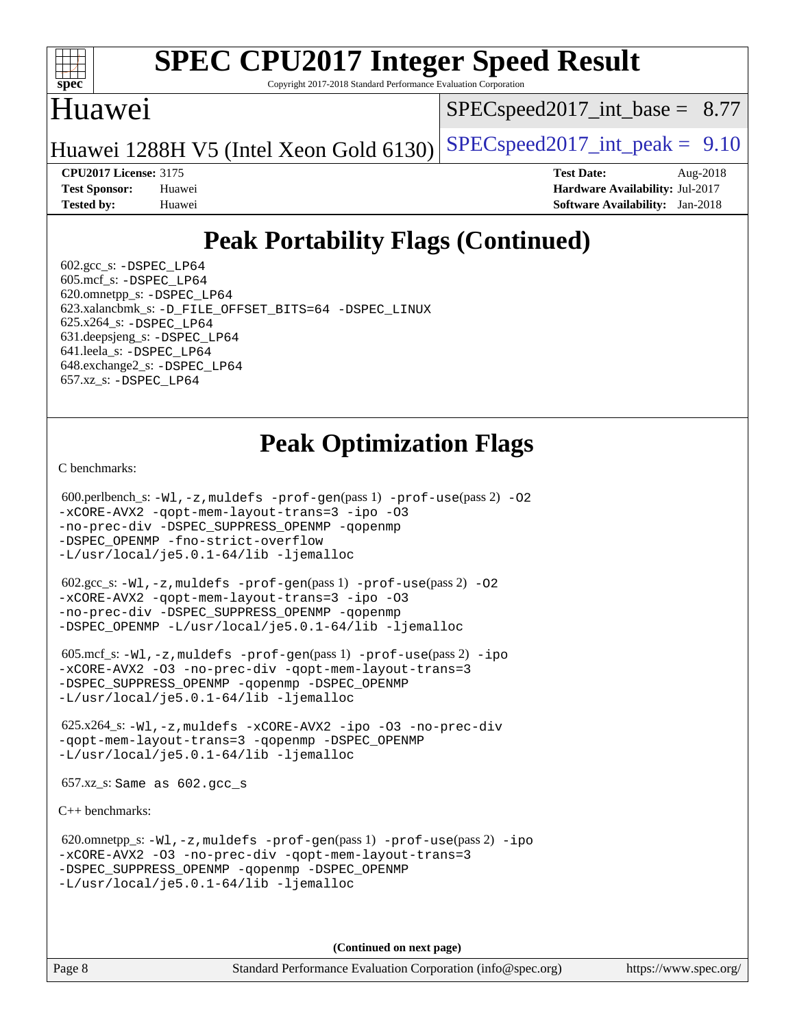# SPEC CPU2017 Integer Speed Result

Copyright 2017-2018 Standard Performance Evaluation Corporation

## Huawei

SPECspeed2017_int_base = 8.77

Huawei 1288H V5 (Intel Xeon Gold 6130)

SPECspeed2017_int_peak = 9.10

**CPU2017 License:** 3175
**Test Sponsor:** Huawei
**Tested by:** Huawei

**Test Date:** Aug-2018
**Hardware Availability:** Jul-2017
**Software Availability:** Jan-2018

## Peak Portability Flags (Continued)

602.gcc_s: -DSPEC_LP64
605.mcf_s: -DSPEC_LP64
620.omnetpp_s: -DSPEC_LP64
623.xalancbmk_s: -D_FILE_OFFSET_BITS=64 -DSPEC_LINUX
625.x264_s: -DSPEC_LP64
631.deepsjeng_s: -DSPEC_LP64
641.leela_s: -DSPEC_LP64
648.exchange2_s: -DSPEC_LP64
657.xz_s: -DSPEC_LP64

## Peak Optimization Flags

C benchmarks:

600.perlbench_s: -Wl,-z,muldefs -prof-gen(pass 1) -prof-use(pass 2) -O2 -xCORE-AVX2 -qopt-mem-layout-trans=3 -ipo -O3 -no-prec-div -DSPEC_SUPPRESS_OPENMP -qopenmp -DSPEC_OPENMP -fno-strict-overflow -L/usr/local/je5.0.1-64/lib -ljemalloc

602.gcc_s: -Wl,-z,muldefs -prof-gen(pass 1) -prof-use(pass 2) -O2 -xCORE-AVX2 -qopt-mem-layout-trans=3 -ipo -O3 -no-prec-div -DSPEC_SUPPRESS_OPENMP -qopenmp -DSPEC_OPENMP -L/usr/local/je5.0.1-64/lib -ljemalloc

605.mcf_s: -Wl,-z,muldefs -prof-gen(pass 1) -prof-use(pass 2) -ipo -xCORE-AVX2 -O3 -no-prec-div -qopt-mem-layout-trans=3 -DSPEC_SUPPRESS_OPENMP -qopenmp -DSPEC_OPENMP -L/usr/local/je5.0.1-64/lib -ljemalloc

625.x264_s: -Wl,-z,muldefs -xCORE-AVX2 -ipo -O3 -no-prec-div -qopt-mem-layout-trans=3 -qopenmp -DSPEC_OPENMP -L/usr/local/je5.0.1-64/lib -ljemalloc

657.xz_s: Same as 602.gcc_s

C++ benchmarks:

620.omnetpp_s: -Wl,-z,muldefs -prof-gen(pass 1) -prof-use(pass 2) -ipo -xCORE-AVX2 -O3 -no-prec-div -qopt-mem-layout-trans=3 -DSPEC_SUPPRESS_OPENMP -qopenmp -DSPEC_OPENMP -L/usr/local/je5.0.1-64/lib -ljemalloc

**(Continued on next page)**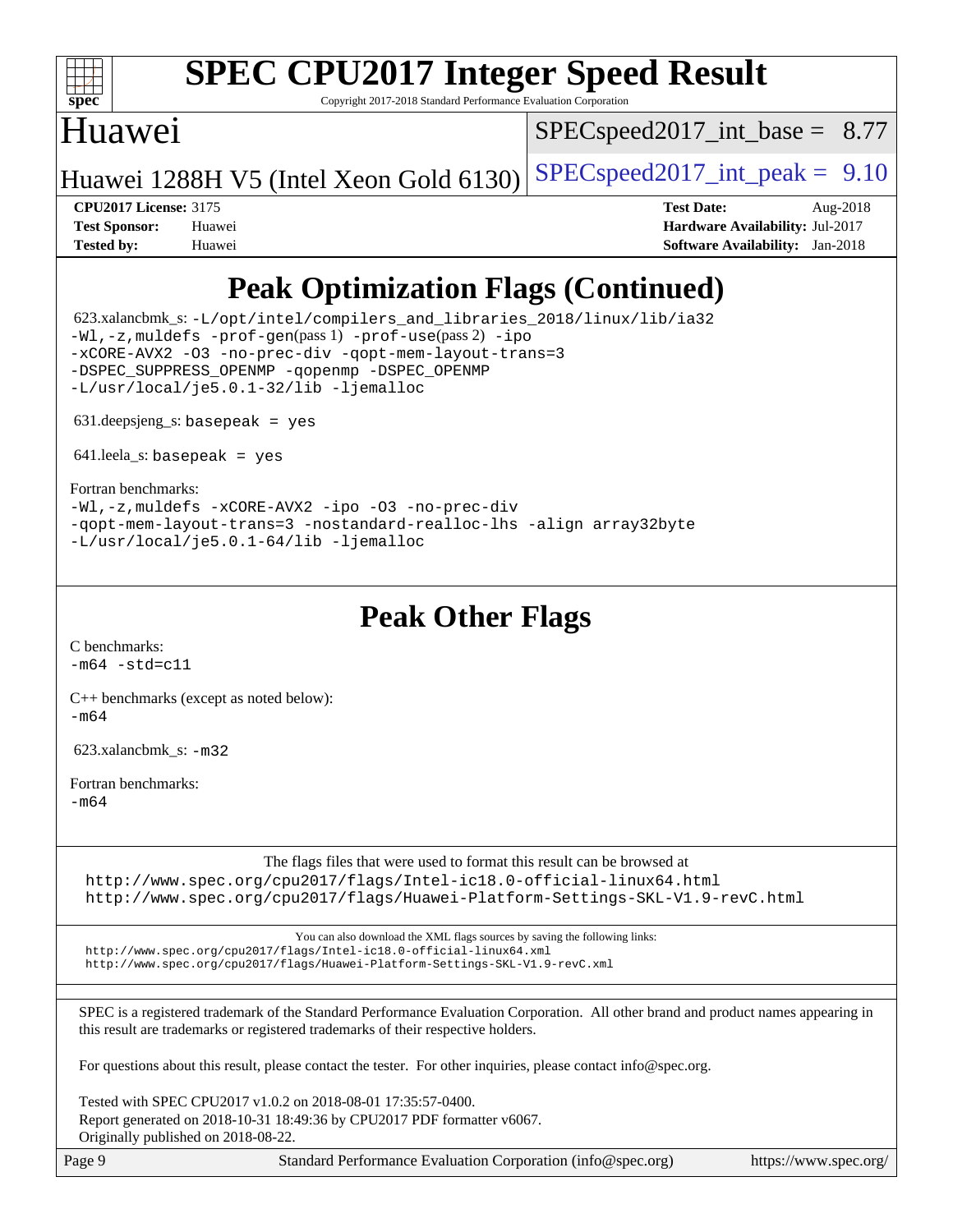# Peak Optimization Flags (Continued)

623.xalancbmk_s: -L/opt/intel/compilers_and_libraries_2018/linux/lib/ia32 -Wl,-z,muldefs -prof-gen(pass 1) -prof-use(pass 2) -ipo -xCORE-AVX2 -O3 -no-prec-div -qopt-mem-layout-trans=3 -DSPEC_SUPPRESS_OPENMP -qopenmp -DSPEC_OPENMP -L/usr/local/je5.0.1-32/lib -ljemalloc

631.deepsjeng_s: basepeak = yes

641.leela_s: basepeak = yes

Fortran benchmarks:
-Wl,-z,muldefs -xCORE-AVX2 -ipo -O3 -no-prec-div -qopt-mem-layout-trans=3 -nostandard-realloc-lhs -align array32byte -L/usr/local/je5.0.1-64/lib -ljemalloc

# Peak Other Flags

C benchmarks:
-m64 -std=c11

C++ benchmarks (except as noted below):
-m64

623.xalancbmk_s: -m32

Fortran benchmarks:
-m64

The flags files that were used to format this result can be browsed at
http://www.spec.org/cpu2017/flags/Intel-ic18.0-official-linux64.html
http://www.spec.org/cpu2017/flags/Huawei-Platform-Settings-SKL-V1.9-revC.html

You can also download the XML flags sources by saving the following links:
http://www.spec.org/cpu2017/flags/Intel-ic18.0-official-linux64.xml
http://www.spec.org/cpu2017/flags/Huawei-Platform-Settings-SKL-V1.9-revC.xml

SPEC is a registered trademark of the Standard Performance Evaluation Corporation. All other brand and product names appearing in this result are trademarks or registered trademarks of their respective holders.

For questions about this result, please contact the tester. For other inquiries, please contact info@spec.org.

Tested with SPEC CPU2017 v1.0.2 on 2018-08-01 17:35:57-0400.
Report generated on 2018-10-31 18:49:36 by CPU2017 PDF formatter v6067.
Originally published on 2018-08-22.